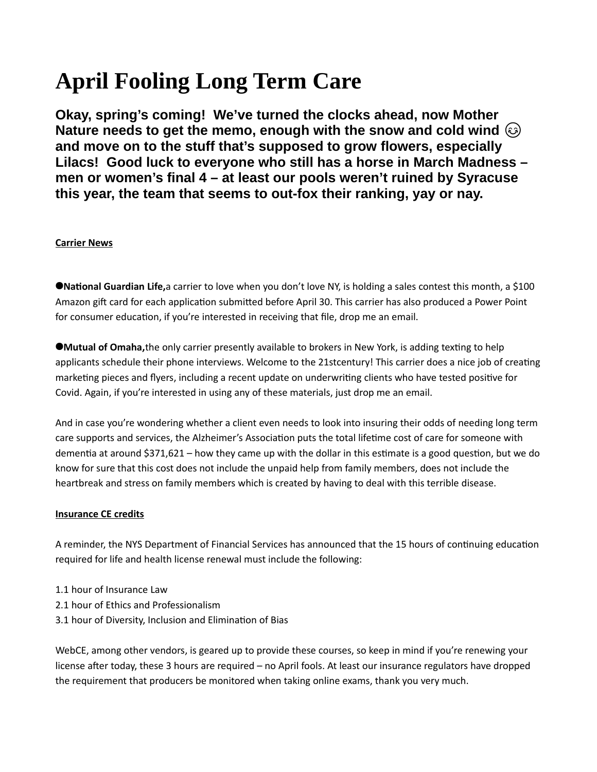# April Fooling Long Term Care

**Okay, spring's coming! We've turned the clocks ahead, now Mother Nature needs to get the memo, enough with the snow and cold wind 😂 and move on to the stuff that's supposed to grow flowers, especially Lilacs! Good luck to everyone who still has a horse in March Madness – men or women's final 4 – at least our pools weren't ruined by Syracuse this year, the team that seems to out-fox their ranking, yay or nay.**

__Carrier News__

●**National Guardian Life,**a carrier to love when you don't love NY, is holding a sales contest this month, a $100 Amazon gift card for each application submitted before April 30. This carrier has also produced a Power Point for consumer education, if you're interested in receiving that file, drop me an email.

●**Mutual of Omaha,**the only carrier presently available to brokers in New York, is adding texting to help applicants schedule their phone interviews. Welcome to the 21stcentury! This carrier does a nice job of creating marketing pieces and flyers, including a recent update on underwriting clients who have tested positive for Covid. Again, if you're interested in using any of these materials, just drop me an email.

And in case you're wondering whether a client even needs to look into insuring their odds of needing long term care supports and services, the Alzheimer's Association puts the total lifetime cost of care for someone with dementia at around $371,621 – how they came up with the dollar in this estimate is a good question, but we do know for sure that this cost does not include the unpaid help from family members, does not include the heartbreak and stress on family members which is created by having to deal with this terrible disease.

__Insurance CE credits__

A reminder, the NYS Department of Financial Services has announced that the 15 hours of continuing education required for life and health license renewal must include the following:

1.1 hour of Insurance Law
2.1 hour of Ethics and Professionalism
3.1 hour of Diversity, Inclusion and Elimination of Bias

WebCE, among other vendors, is geared up to provide these courses, so keep in mind if you're renewing your license after today, these 3 hours are required – no April fools. At least our insurance regulators have dropped the requirement that producers be monitored when taking online exams, thank you very much.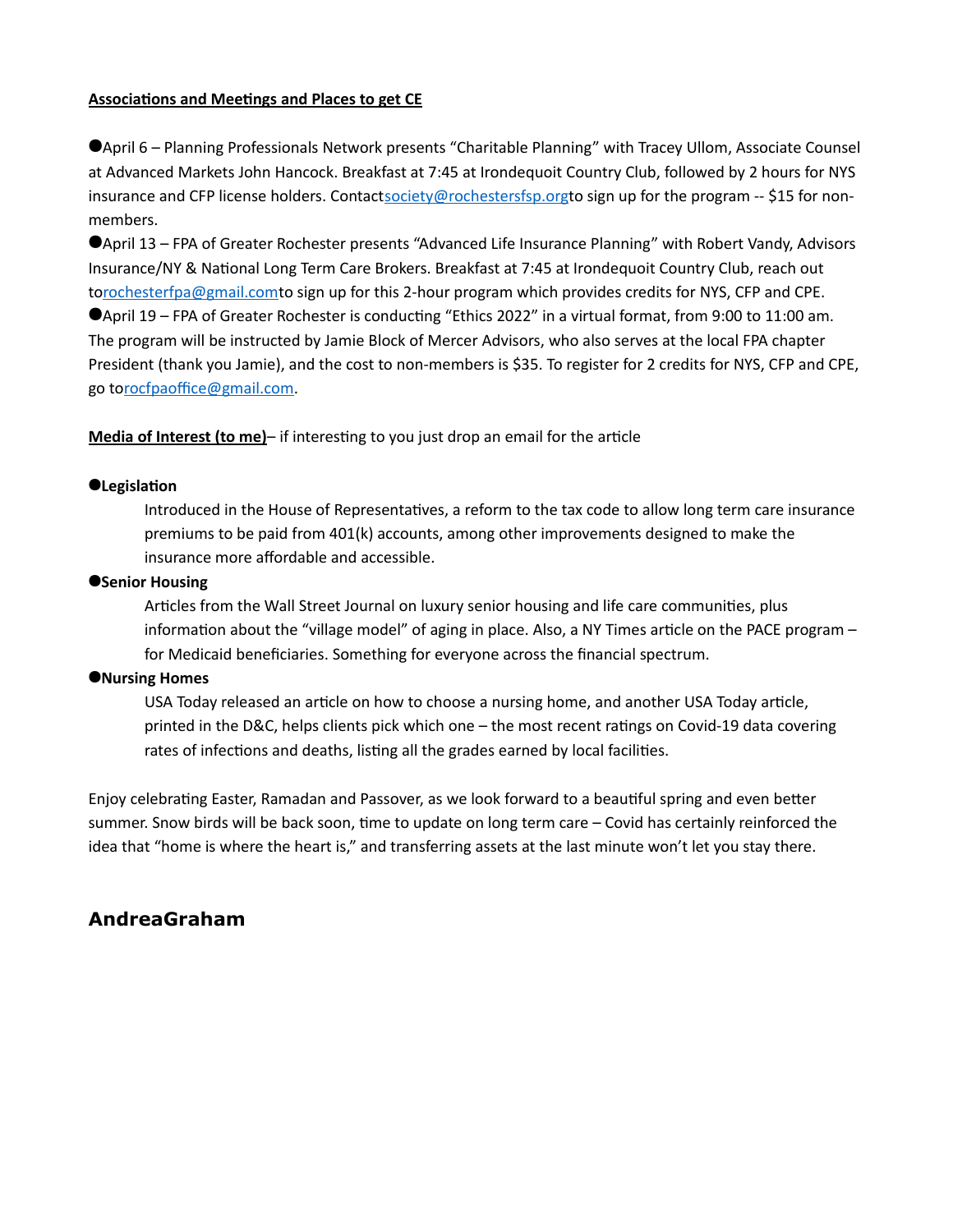**Associations and Meetings and Places to get CE**

●April 6 – Planning Professionals Network presents "Charitable Planning" with Tracey Ullom, Associate Counsel at Advanced Markets John Hancock. Breakfast at 7:45 at Irondequoit Country Club, followed by 2 hours for NYS insurance and CFP license holders. Contactsociety@rochestersfsp.orgto sign up for the program -- $15 for non-members.

●April 13 – FPA of Greater Rochester presents "Advanced Life Insurance Planning" with Robert Vandy, Advisors Insurance/NY & National Long Term Care Brokers. Breakfast at 7:45 at Irondequoit Country Club, reach out torochesterfpa@gmail.comto sign up for this 2-hour program which provides credits for NYS, CFP and CPE.

●April 19 – FPA of Greater Rochester is conducting "Ethics 2022" in a virtual format, from 9:00 to 11:00 am. The program will be instructed by Jamie Block of Mercer Advisors, who also serves at the local FPA chapter President (thank you Jamie), and the cost to non-members is $35. To register for 2 credits for NYS, CFP and CPE, go torocfpaoffice@gmail.com.

**Media of Interest (to me)**– if interesting to you just drop an email for the article

●**Legislation**

Introduced in the House of Representatives, a reform to the tax code to allow long term care insurance premiums to be paid from 401(k) accounts, among other improvements designed to make the insurance more affordable and accessible.

●**Senior Housing**

Articles from the Wall Street Journal on luxury senior housing and life care communities, plus information about the "village model" of aging in place. Also, a NY Times article on the PACE program – for Medicaid beneficiaries. Something for everyone across the financial spectrum.

●**Nursing Homes**

USA Today released an article on how to choose a nursing home, and another USA Today article, printed in the D&C, helps clients pick which one – the most recent ratings on Covid-19 data covering rates of infections and deaths, listing all the grades earned by local facilities.

Enjoy celebrating Easter, Ramadan and Passover, as we look forward to a beautiful spring and even better summer. Snow birds will be back soon, time to update on long term care – Covid has certainly reinforced the idea that "home is where the heart is," and transferring assets at the last minute won't let you stay there.

## AndreaGraham